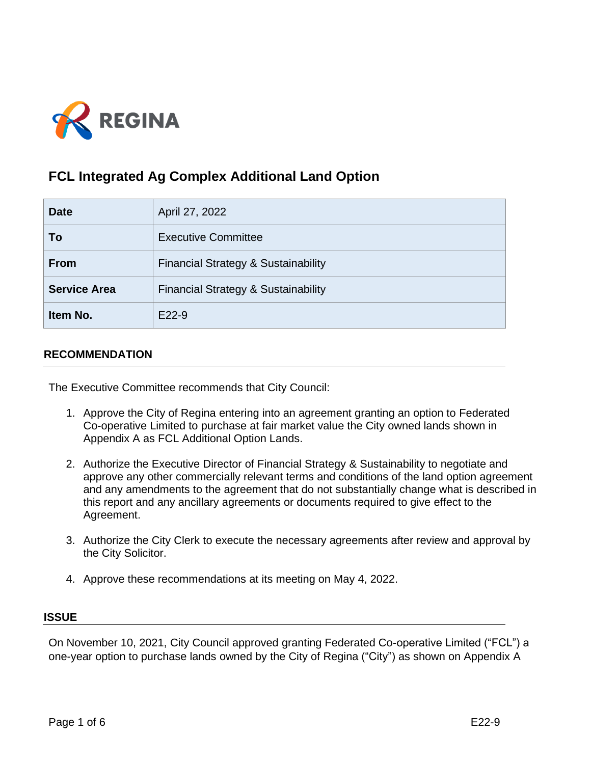REGINA

# FCL Integrated Ag Complex Additional Land Option

| Date | April 27, 2022 |
|---|---|
| To | Executive Committee |
| From | Financial Strategy & Sustainability |
| Service Area | Financial Strategy & Sustainability |
| Item No. | E22-9 |

## RECOMMENDATION

The Executive Committee recommends that City Council:

1. Approve the City of Regina entering into an agreement granting an option to Federated Co-operative Limited to purchase at fair market value the City owned lands shown in Appendix A as FCL Additional Option Lands.

2. Authorize the Executive Director of Financial Strategy & Sustainability to negotiate and approve any other commercially relevant terms and conditions of the land option agreement and any amendments to the agreement that do not substantially change what is described in this report and any ancillary agreements or documents required to give effect to the Agreement.

3. Authorize the City Clerk to execute the necessary agreements after review and approval by the City Solicitor.

4. Approve these recommendations at its meeting on May 4, 2022.

## ISSUE

On November 10, 2021, City Council approved granting Federated Co-operative Limited ("FCL") a one-year option to purchase lands owned by the City of Regina ("City") as shown on Appendix A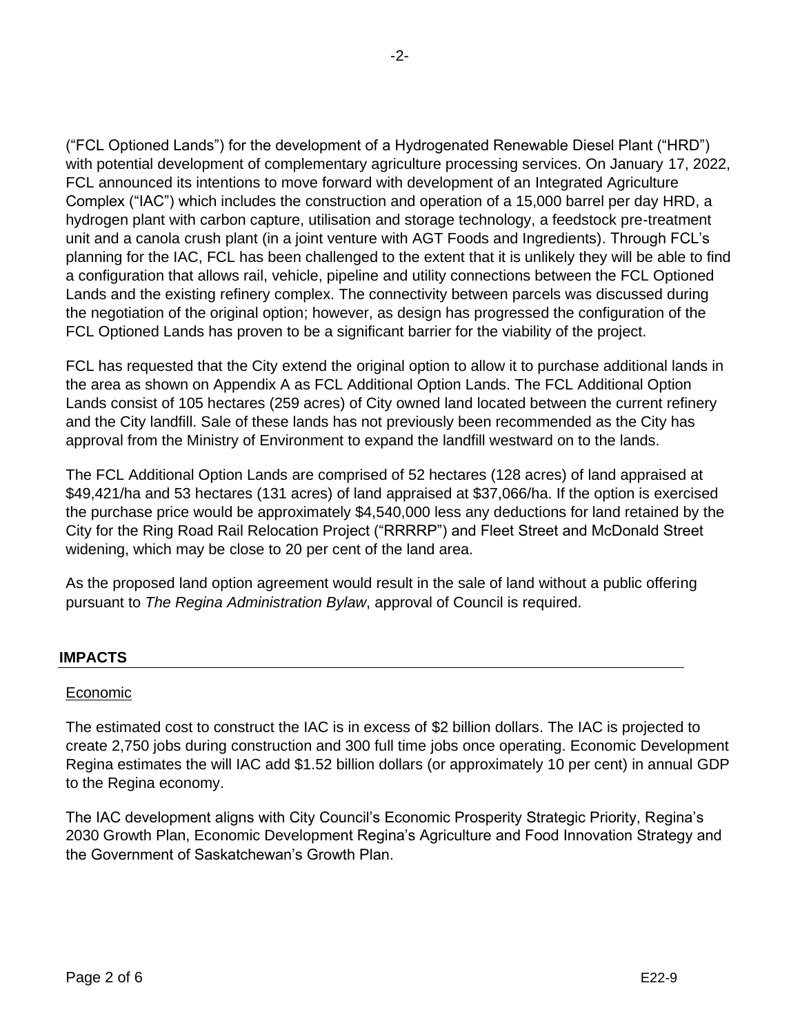("FCL Optioned Lands") for the development of a Hydrogenated Renewable Diesel Plant ("HRD") with potential development of complementary agriculture processing services. On January 17, 2022, FCL announced its intentions to move forward with development of an Integrated Agriculture Complex ("IAC") which includes the construction and operation of a 15,000 barrel per day HRD, a hydrogen plant with carbon capture, utilisation and storage technology, a feedstock pre-treatment unit and a canola crush plant (in a joint venture with AGT Foods and Ingredients). Through FCL's planning for the IAC, FCL has been challenged to the extent that it is unlikely they will be able to find a configuration that allows rail, vehicle, pipeline and utility connections between the FCL Optioned Lands and the existing refinery complex. The connectivity between parcels was discussed during the negotiation of the original option; however, as design has progressed the configuration of the FCL Optioned Lands has proven to be a significant barrier for the viability of the project.

FCL has requested that the City extend the original option to allow it to purchase additional lands in the area as shown on Appendix A as FCL Additional Option Lands. The FCL Additional Option Lands consist of 105 hectares (259 acres) of City owned land located between the current refinery and the City landfill. Sale of these lands has not previously been recommended as the City has approval from the Ministry of Environment to expand the landfill westward on to the lands.

The FCL Additional Option Lands are comprised of 52 hectares (128 acres) of land appraised at \$49,421/ha and 53 hectares (131 acres) of land appraised at \$37,066/ha. If the option is exercised the purchase price would be approximately \$4,540,000 less any deductions for land retained by the City for the Ring Road Rail Relocation Project ("RRRRP") and Fleet Street and McDonald Street widening, which may be close to 20 per cent of the land area.

As the proposed land option agreement would result in the sale of land without a public offering pursuant to *The Regina Administration Bylaw*, approval of Council is required.

## IMPACTS

Economic

The estimated cost to construct the IAC is in excess of \$2 billion dollars. The IAC is projected to create 2,750 jobs during construction and 300 full time jobs once operating. Economic Development Regina estimates the will IAC add \$1.52 billion dollars (or approximately 10 per cent) in annual GDP to the Regina economy.

The IAC development aligns with City Council's Economic Prosperity Strategic Priority, Regina's 2030 Growth Plan, Economic Development Regina's Agriculture and Food Innovation Strategy and the Government of Saskatchewan's Growth Plan.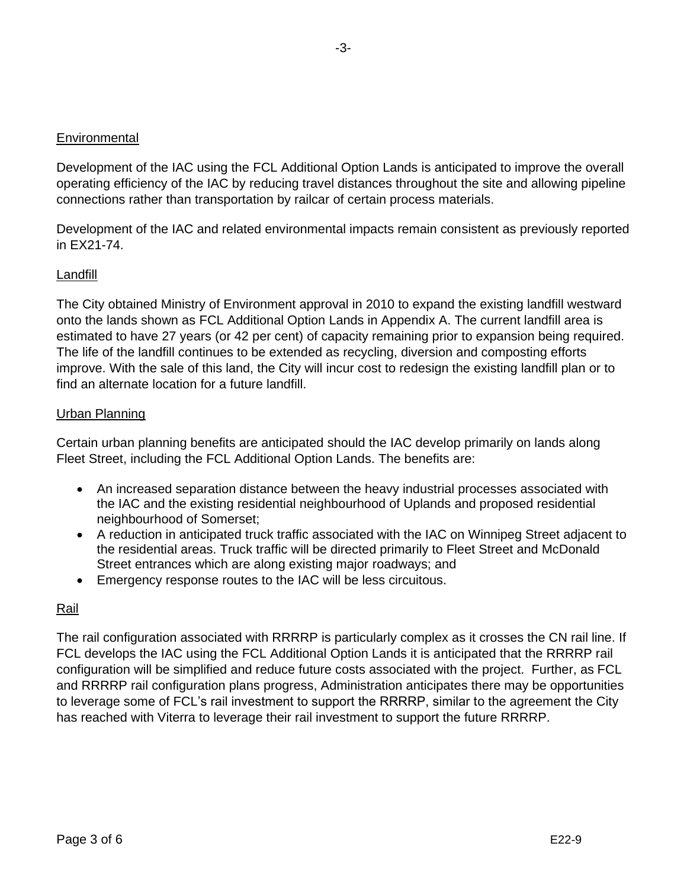## Environmental

Development of the IAC using the FCL Additional Option Lands is anticipated to improve the overall operating efficiency of the IAC by reducing travel distances throughout the site and allowing pipeline connections rather than transportation by railcar of certain process materials.

Development of the IAC and related environmental impacts remain consistent as previously reported in EX21-74.

## Landfill

The City obtained Ministry of Environment approval in 2010 to expand the existing landfill westward onto the lands shown as FCL Additional Option Lands in Appendix A. The current landfill area is estimated to have 27 years (or 42 per cent) of capacity remaining prior to expansion being required. The life of the landfill continues to be extended as recycling, diversion and composting efforts improve. With the sale of this land, the City will incur cost to redesign the existing landfill plan or to find an alternate location for a future landfill.

## Urban Planning

Certain urban planning benefits are anticipated should the IAC develop primarily on lands along Fleet Street, including the FCL Additional Option Lands. The benefits are:

- An increased separation distance between the heavy industrial processes associated with the IAC and the existing residential neighbourhood of Uplands and proposed residential neighbourhood of Somerset;
- A reduction in anticipated truck traffic associated with the IAC on Winnipeg Street adjacent to the residential areas. Truck traffic will be directed primarily to Fleet Street and McDonald Street entrances which are along existing major roadways; and
- Emergency response routes to the IAC will be less circuitous.

## Rail

The rail configuration associated with RRRRP is particularly complex as it crosses the CN rail line. If FCL develops the IAC using the FCL Additional Option Lands it is anticipated that the RRRRP rail configuration will be simplified and reduce future costs associated with the project. Further, as FCL and RRRRP rail configuration plans progress, Administration anticipates there may be opportunities to leverage some of FCL's rail investment to support the RRRRP, similar to the agreement the City has reached with Viterra to leverage their rail investment to support the future RRRRP.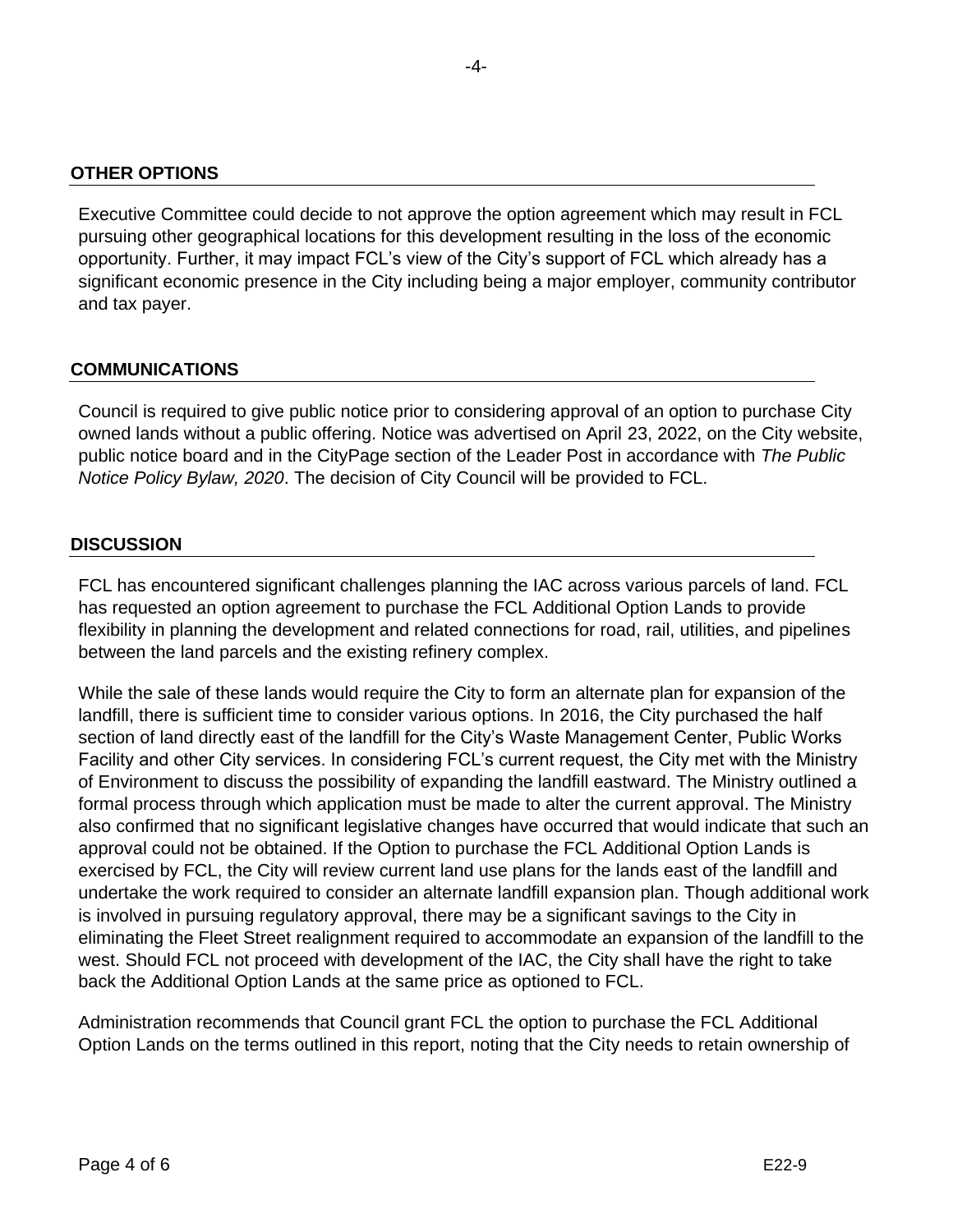## OTHER OPTIONS

Executive Committee could decide to not approve the option agreement which may result in FCL pursuing other geographical locations for this development resulting in the loss of the economic opportunity. Further, it may impact FCL's view of the City's support of FCL which already has a significant economic presence in the City including being a major employer, community contributor and tax payer.

## COMMUNICATIONS

Council is required to give public notice prior to considering approval of an option to purchase City owned lands without a public offering. Notice was advertised on April 23, 2022, on the City website, public notice board and in the CityPage section of the Leader Post in accordance with *The Public Notice Policy Bylaw, 2020*. The decision of City Council will be provided to FCL.

## DISCUSSION

FCL has encountered significant challenges planning the IAC across various parcels of land. FCL has requested an option agreement to purchase the FCL Additional Option Lands to provide flexibility in planning the development and related connections for road, rail, utilities, and pipelines between the land parcels and the existing refinery complex.

While the sale of these lands would require the City to form an alternate plan for expansion of the landfill, there is sufficient time to consider various options. In 2016, the City purchased the half section of land directly east of the landfill for the City's Waste Management Center, Public Works Facility and other City services. In considering FCL's current request, the City met with the Ministry of Environment to discuss the possibility of expanding the landfill eastward. The Ministry outlined a formal process through which application must be made to alter the current approval. The Ministry also confirmed that no significant legislative changes have occurred that would indicate that such an approval could not be obtained. If the Option to purchase the FCL Additional Option Lands is exercised by FCL, the City will review current land use plans for the lands east of the landfill and undertake the work required to consider an alternate landfill expansion plan. Though additional work is involved in pursuing regulatory approval, there may be a significant savings to the City in eliminating the Fleet Street realignment required to accommodate an expansion of the landfill to the west. Should FCL not proceed with development of the IAC, the City shall have the right to take back the Additional Option Lands at the same price as optioned to FCL.

Administration recommends that Council grant FCL the option to purchase the FCL Additional Option Lands on the terms outlined in this report, noting that the City needs to retain ownership of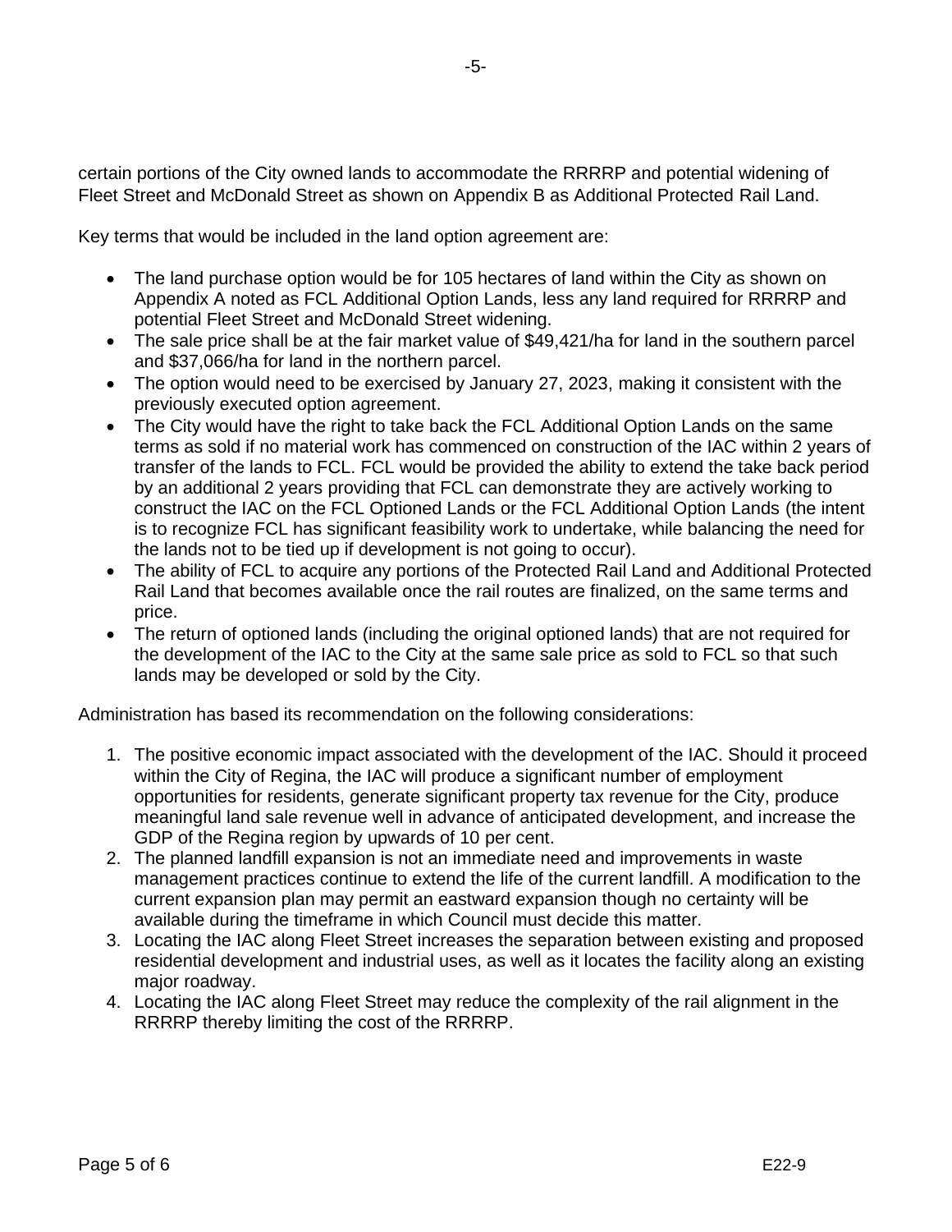certain portions of the City owned lands to accommodate the RRRRP and potential widening of Fleet Street and McDonald Street as shown on Appendix B as Additional Protected Rail Land.

Key terms that would be included in the land option agreement are:

- The land purchase option would be for 105 hectares of land within the City as shown on Appendix A noted as FCL Additional Option Lands, less any land required for RRRRP and potential Fleet Street and McDonald Street widening.
- The sale price shall be at the fair market value of $49,421/ha for land in the southern parcel and $37,066/ha for land in the northern parcel.
- The option would need to be exercised by January 27, 2023, making it consistent with the previously executed option agreement.
- The City would have the right to take back the FCL Additional Option Lands on the same terms as sold if no material work has commenced on construction of the IAC within 2 years of transfer of the lands to FCL. FCL would be provided the ability to extend the take back period by an additional 2 years providing that FCL can demonstrate they are actively working to construct the IAC on the FCL Optioned Lands or the FCL Additional Option Lands (the intent is to recognize FCL has significant feasibility work to undertake, while balancing the need for the lands not to be tied up if development is not going to occur).
- The ability of FCL to acquire any portions of the Protected Rail Land and Additional Protected Rail Land that becomes available once the rail routes are finalized, on the same terms and price.
- The return of optioned lands (including the original optioned lands) that are not required for the development of the IAC to the City at the same sale price as sold to FCL so that such lands may be developed or sold by the City.

Administration has based its recommendation on the following considerations:

1. The positive economic impact associated with the development of the IAC. Should it proceed within the City of Regina, the IAC will produce a significant number of employment opportunities for residents, generate significant property tax revenue for the City, produce meaningful land sale revenue well in advance of anticipated development, and increase the GDP of the Regina region by upwards of 10 per cent.
2. The planned landfill expansion is not an immediate need and improvements in waste management practices continue to extend the life of the current landfill. A modification to the current expansion plan may permit an eastward expansion though no certainty will be available during the timeframe in which Council must decide this matter.
3. Locating the IAC along Fleet Street increases the separation between existing and proposed residential development and industrial uses, as well as it locates the facility along an existing major roadway.
4. Locating the IAC along Fleet Street may reduce the complexity of the rail alignment in the RRRRP thereby limiting the cost of the RRRRP.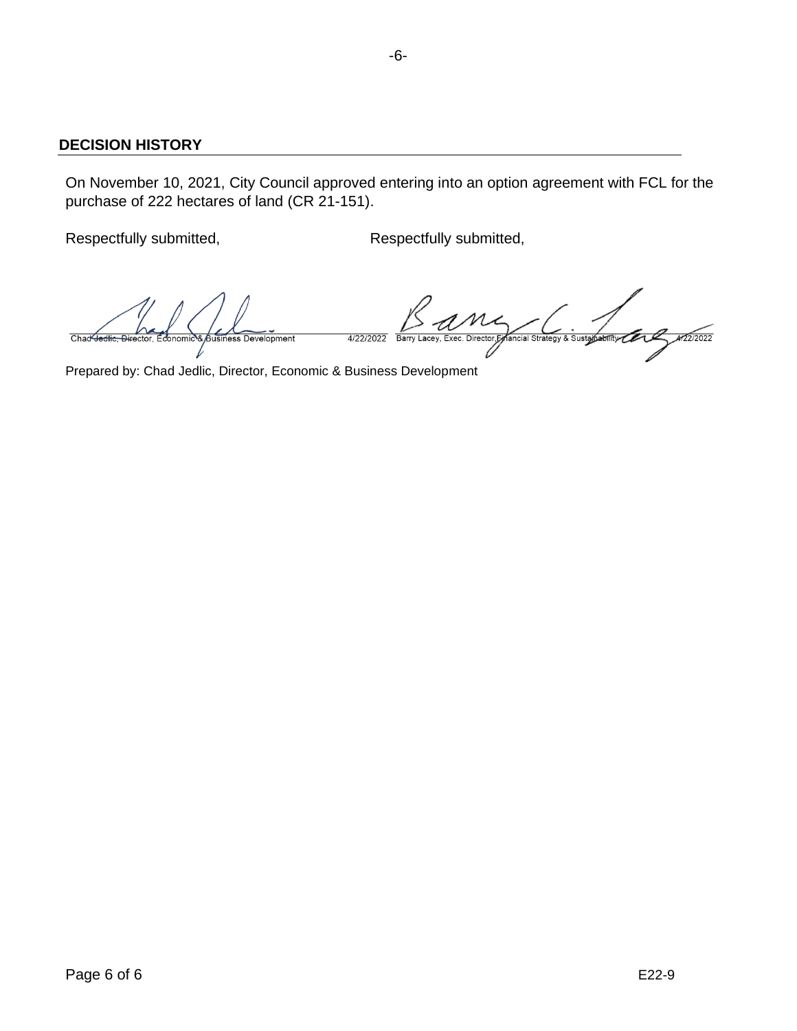## DECISION HISTORY

On November 10, 2021, City Council approved entering into an option agreement with FCL for the purchase of 222 hectares of land (CR 21-151).

Respectfully submitted,

Respectfully submitted,

Chad Jedlic, Director, Economic & Business Development 4/22/2022

Barry Lacey, Exec. Director, Financial Strategy & Sustainability 4/22/2022

Prepared by: Chad Jedlic, Director, Economic & Business Development

E22-9